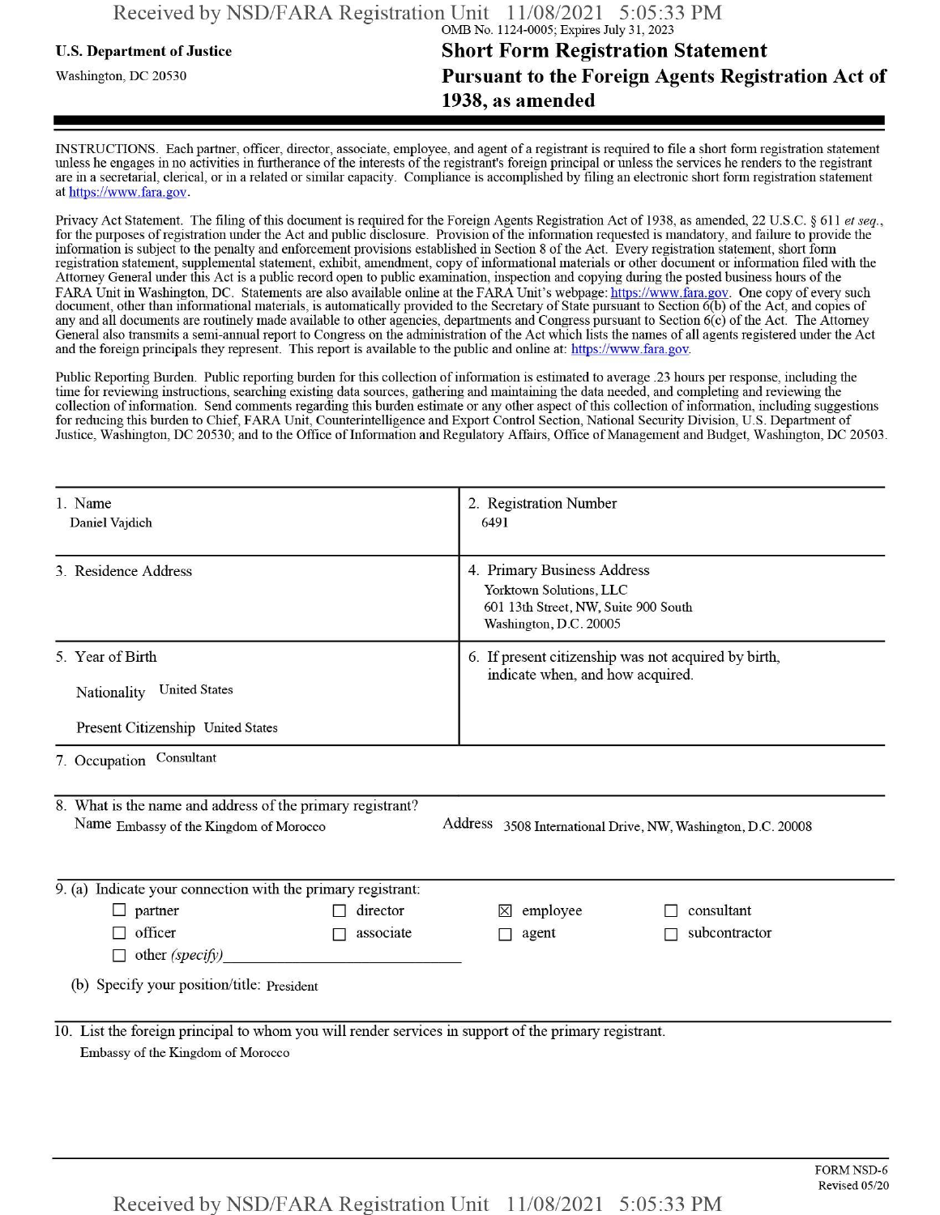OMB No. 1124-0005; Expires July 31, 2023

**U.S. Department of Justice**

Washington, DC 20530

# Short Form Registration Statement Pursuant to the Foreign Agents Registration Act of 1938, as amended

INSTRUCTIONS. Each partner, officer, director, associate, employee, and agent of a registrant is required to file a short form registration statement unless he engages in no activities in furtherance of the interests of the registrant's foreign principal or unless the services he renders to the registrant are in a secretarial, clerical, or in a related or similar capacity. Compliance is accomplished by filing an electronic short form registration statement at https://www.fara.gov.

Privacy Act Statement. The filing of this document is required for the Foreign Agents Registration Act of 1938, as amended, 22 U.S.C. § 611 *et seq.*, for the purposes of registration under the Act and public disclosure. Provision of the information requested is mandatory, and failure to provide the information is subject to the penalty and enforcement provisions established in Section 8 of the Act. Every registration statement, short form registration statement, supplemental statement, exhibit, amendment, copy of informational materials or other document or information filed with the Attorney General under this Act is a public record open to public examination, inspection and copying during the posted business hours of the FARA Unit in Washington, DC. Statements are also available online at the FARA Unit's webpage: https://www.fara.gov. One copy of every such document, other than informational materials, is automatically provided to the Secretary of State pursuant to Section 6(b) of the Act, and copies of any and all documents are routinely made available to other agencies, departments and Congress pursuant to Section 6(c) of the Act. The Attorney General also transmits a semi-annual report to Congress on the administration of the Act which lists the names of all agents registered under the Act and the foreign principals they represent. This report is available to the public and online at: https://www.fara.gov.

Public Reporting Burden. Public reporting burden for this collection of information is estimated to average .23 hours per response, including the time for reviewing instructions, searching existing data sources, gathering and maintaining the data needed, and completing and reviewing the collection of information. Send comments regarding this burden estimate or any other aspect of this collection of information, including suggestions for reducing this burden to Chief, FARA Unit, Counterintelligence and Export Control Section, National Security Division, U.S. Department of Justice, Washington, DC 20530; and to the Office of Information and Regulatory Affairs, Office of Management and Budget, Washington, DC 20503.

| | |
|---|---|
| 1. Name<br>Daniel Vajdich | 2. Registration Number<br>6491 |
| 3. Residence Address | 4. Primary Business Address<br>Yorktown Solutions, LLC<br>601 13th Street, NW, Suite 900 South<br>Washington, D.C. 20005 |
| 5. Year of Birth<br><br>Nationality United States<br><br>Present Citizenship United States | 6. If present citizenship was not acquired by birth, indicate when, and how acquired. |

7. Occupation Consultant

8. What is the name and address of the primary registrant?
Name Embassy of the Kingdom of Morocco
Address 3508 International Drive, NW, Washington, D.C. 20008

9. (a) Indicate your connection with the primary registrant:

- ☐ partner
- ☐ director
- ☒ employee
- ☐ consultant
- ☐ officer
- ☐ associate
- ☐ agent
- ☐ subcontractor
- ☐ other *(specify)*

(b) Specify your position/title: President

10. List the foreign principal to whom you will render services in support of the primary registrant.
Embassy of the Kingdom of Morocco

FORM NSD-6
Revised 05/20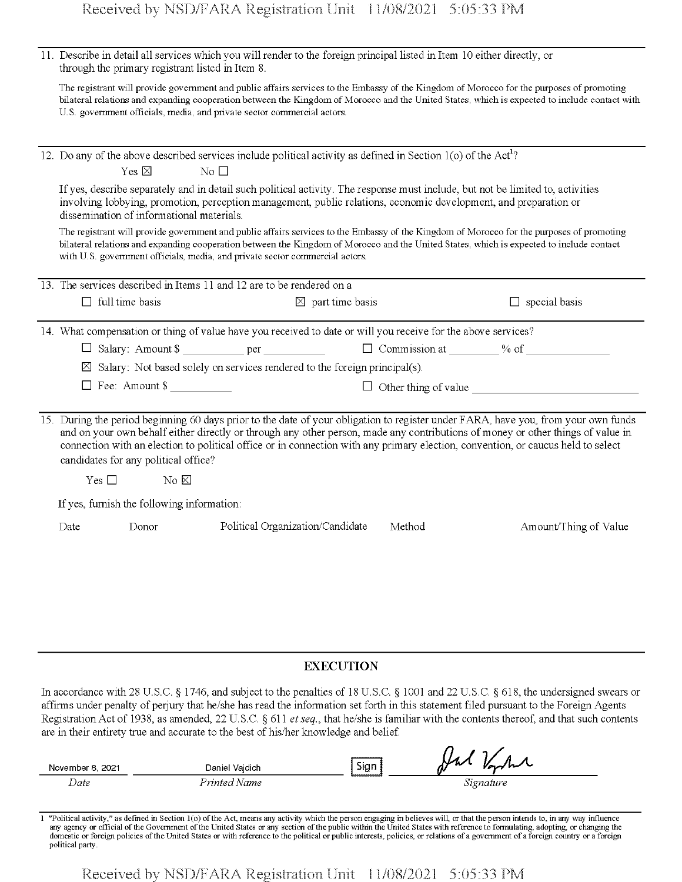11. Describe in detail all services which you will render to the foreign principal listed in Item 10 either directly, or through the primary registrant listed in Item 8.

The registrant will provide government and public affairs services to the Embassy of the Kingdom of Morocco for the purposes of promoting bilateral relations and expanding cooperation between the Kingdom of Morocco and the United States, which is expected to include contact with U.S. government officials, media, and private sector commercial actors.

12. Do any of the above described services include political activity as defined in Section 1(o) of the Act[1]?

Yes ☒ No ☐

If yes, describe separately and in detail such political activity. The response must include, but not be limited to, activities involving lobbying, promotion, perception management, public relations, economic development, and preparation or dissemination of informational materials.

The registrant will provide government and public affairs services to the Embassy of the Kingdom of Morocco for the purposes of promoting bilateral relations and expanding cooperation between the Kingdom of Morocco and the United States, which is expected to include contact with U.S. government officials, media, and private sector commercial actors.

13. The services described in Items 11 and 12 are to be rendered on a

☐ full time basis ☒ part time basis ☐ special basis

14. What compensation or thing of value have you received to date or will you receive for the above services?

☐ Salary: Amount $ ________ per ________ ☐ Commission at ________ % of ____________

☒ Salary: Not based solely on services rendered to the foreign principal(s).

☐ Fee: Amount $ ________ ☐ Other thing of value ____________________

15. During the period beginning 60 days prior to the date of your obligation to register under FARA, have you, from your own funds and on your own behalf either directly or through any other person, made any contributions of money or other things of value in connection with an election to political office or in connection with any primary election, convention, or caucus held to select candidates for any political office?

Yes ☐ No ☒

If yes, furnish the following information:

| Date | Donor | Political Organization/Candidate | Method | Amount/Thing of Value |
|---|---|---|---|---|

## EXECUTION

In accordance with 28 U.S.C. § 1746, and subject to the penalties of 18 U.S.C. § 1001 and 22 U.S.C. § 618, the undersigned swears or affirms under penalty of perjury that he/she has read the information set forth in this statement filed pursuant to the Foreign Agents Registration Act of 1938, as amended, 22 U.S.C. § 611 *et seq.*, that he/she is familiar with the contents thereof, and that such contents are in their entirety true and accurate to the best of his/her knowledge and belief.

| November 8, 2021 | Daniel Vajdich | Sign | Dal Vajdich |
|---|---|---|---|
| *Date* | *Printed Name* | | *Signature* |

1 "Political activity," as defined in Section 1(o) of the Act, means any activity which the person engaging in believes will, or that the person intends to, in any way influence any agency or official of the Government of the United States or any section of the public within the United States with reference to formulating, adopting, or changing the domestic or foreign policies of the United States or with reference to the political or public interests, policies, or relations of a government of a foreign country or a foreign political party.